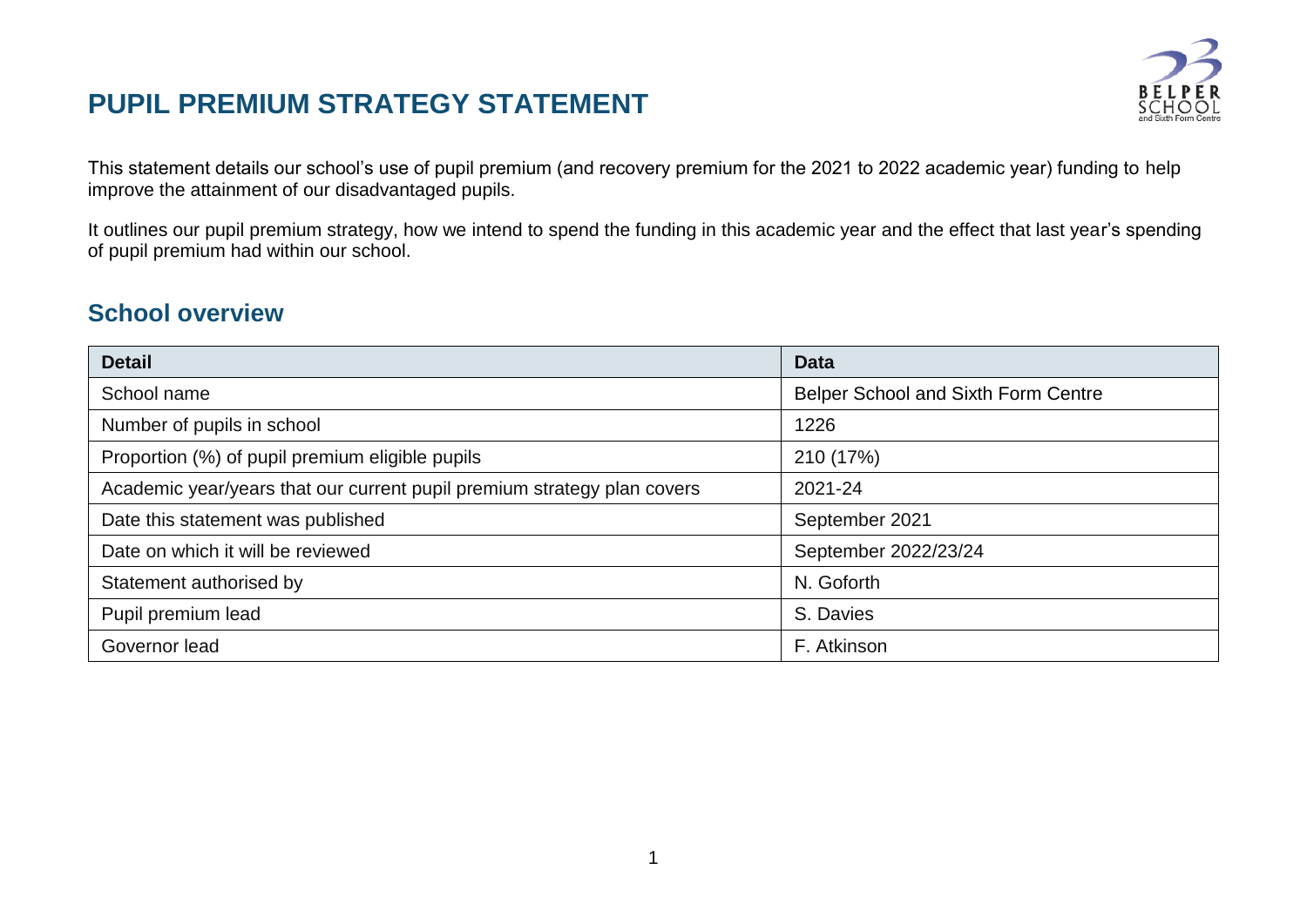# PUPIL PREMIUM STRATEGY STATEMENT

This statement details our school's use of pupil premium (and recovery premium for the 2021 to 2022 academic year) funding to help improve the attainment of our disadvantaged pupils.

It outlines our pupil premium strategy, how we intend to spend the funding in this academic year and the effect that last year's spending of pupil premium had within our school.

## School overview

| Detail | Data |
|---|---|
| School name | Belper School and Sixth Form Centre |
| Number of pupils in school | 1226 |
| Proportion (%) of pupil premium eligible pupils | 210 (17%) |
| Academic year/years that our current pupil premium strategy plan covers | 2021-24 |
| Date this statement was published | September 2021 |
| Date on which it will be reviewed | September 2022/23/24 |
| Statement authorised by | N. Goforth |
| Pupil premium lead | S. Davies |
| Governor lead | F. Atkinson |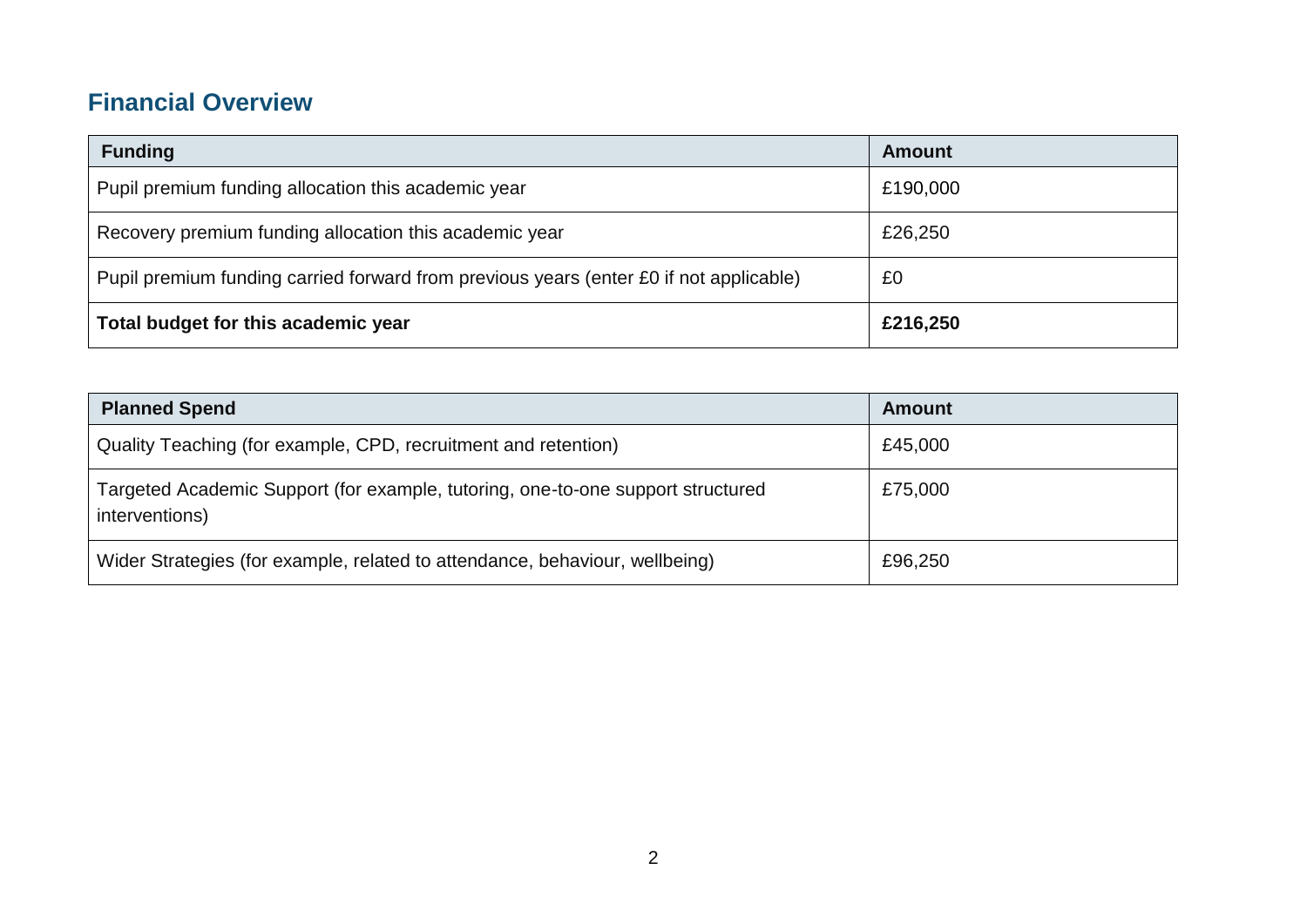## Financial Overview

| Funding | Amount |
|---|---|
| Pupil premium funding allocation this academic year | £190,000 |
| Recovery premium funding allocation this academic year | £26,250 |
| Pupil premium funding carried forward from previous years (enter £0 if not applicable) | £0 |
| **Total budget for this academic year** | **£216,250** |

| Planned Spend | Amount |
|---|---|
| Quality Teaching (for example, CPD, recruitment and retention) | £45,000 |
| Targeted Academic Support (for example, tutoring, one-to-one support structured interventions) | £75,000 |
| Wider Strategies (for example, related to attendance, behaviour, wellbeing) | £96,250 |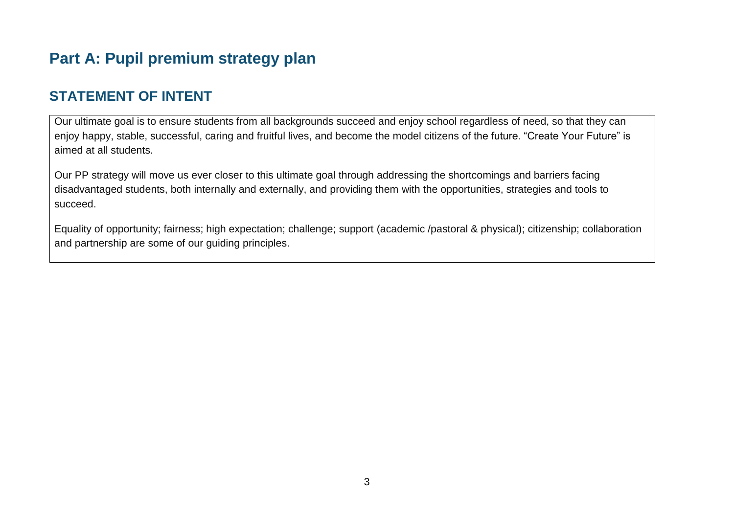# Part A: Pupil premium strategy plan

## STATEMENT OF INTENT

Our ultimate goal is to ensure students from all backgrounds succeed and enjoy school regardless of need, so that they can enjoy happy, stable, successful, caring and fruitful lives, and become the model citizens of the future. "Create Your Future" is aimed at all students.

Our PP strategy will move us ever closer to this ultimate goal through addressing the shortcomings and barriers facing disadvantaged students, both internally and externally, and providing them with the opportunities, strategies and tools to succeed.

Equality of opportunity; fairness; high expectation; challenge; support (academic /pastoral & physical); citizenship; collaboration and partnership are some of our guiding principles.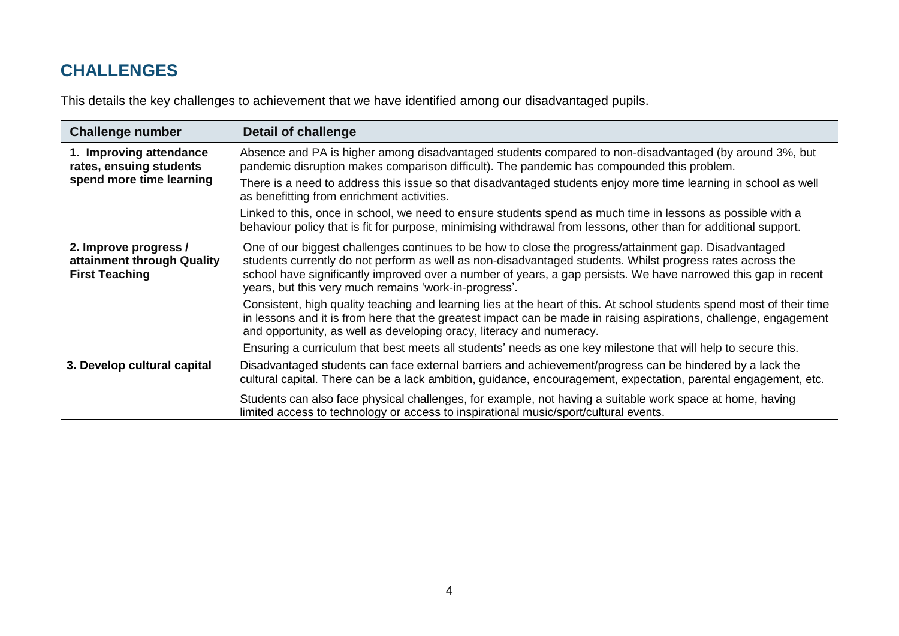## CHALLENGES

This details the key challenges to achievement that we have identified among our disadvantaged pupils.

| Challenge number | Detail of challenge |
|---|---|
| **1. Improving attendance rates, ensuing students spend more time learning** | Absence and PA is higher among disadvantaged students compared to non-disadvantaged (by around 3%, but pandemic disruption makes comparison difficult). The pandemic has compounded this problem.<br><br>There is a need to address this issue so that disadvantaged students enjoy more time learning in school as well as benefitting from enrichment activities.<br><br>Linked to this, once in school, we need to ensure students spend as much time in lessons as possible with a behaviour policy that is fit for purpose, minimising withdrawal from lessons, other than for additional support. |
| **2. Improve progress / attainment through Quality First Teaching** | One of our biggest challenges continues to be how to close the progress/attainment gap. Disadvantaged students currently do not perform as well as non-disadvantaged students. Whilst progress rates across the school have significantly improved over a number of years, a gap persists. We have narrowed this gap in recent years, but this very much remains 'work-in-progress'.<br><br>Consistent, high quality teaching and learning lies at the heart of this. At school students spend most of their time in lessons and it is from here that the greatest impact can be made in raising aspirations, challenge, engagement and opportunity, as well as developing oracy, literacy and numeracy.<br><br>Ensuring a curriculum that best meets all students' needs as one key milestone that will help to secure this. |
| **3. Develop cultural capital** | Disadvantaged students can face external barriers and achievement/progress can be hindered by a lack the cultural capital. There can be a lack ambition, guidance, encouragement, expectation, parental engagement, etc.<br><br>Students can also face physical challenges, for example, not having a suitable work space at home, having limited access to technology or access to inspirational music/sport/cultural events. |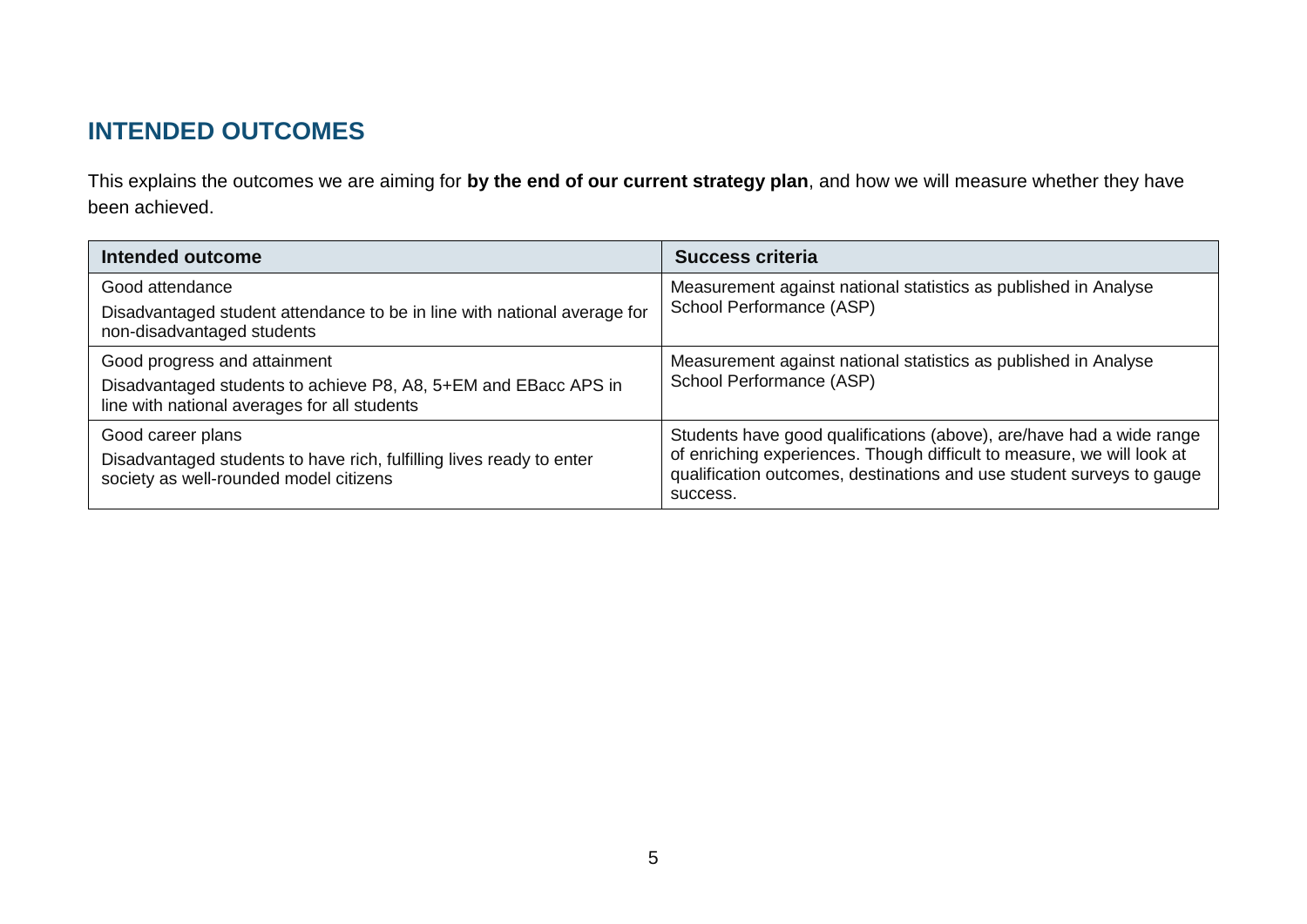## INTENDED OUTCOMES

This explains the outcomes we are aiming for **by the end of our current strategy plan**, and how we will measure whether they have been achieved.

| Intended outcome | Success criteria |
| --- | --- |
| Good attendance<br><br>Disadvantaged student attendance to be in line with national average for non-disadvantaged students | Measurement against national statistics as published in Analyse School Performance (ASP) |
| Good progress and attainment<br><br>Disadvantaged students to achieve P8, A8, 5+EM and EBacc APS in line with national averages for all students | Measurement against national statistics as published in Analyse School Performance (ASP) |
| Good career plans<br><br>Disadvantaged students to have rich, fulfilling lives ready to enter society as well-rounded model citizens | Students have good qualifications (above), are/have had a wide range of enriching experiences. Though difficult to measure, we will look at qualification outcomes, destinations and use student surveys to gauge success. |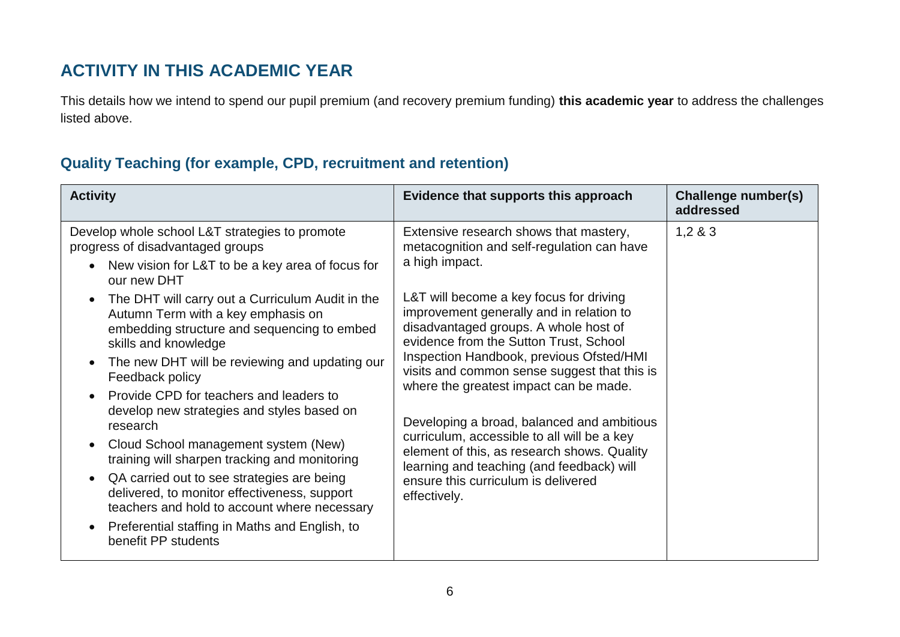## ACTIVITY IN THIS ACADEMIC YEAR

This details how we intend to spend our pupil premium (and recovery premium funding) **this academic year** to address the challenges listed above.

### Quality Teaching (for example, CPD, recruitment and retention)

| Activity | Evidence that supports this approach | Challenge number(s) addressed |
|---|---|---|
| Develop whole school L&T strategies to promote progress of disadvantaged groups<br>• New vision for L&T to be a key area of focus for our new DHT<br>• The DHT will carry out a Curriculum Audit in the Autumn Term with a key emphasis on embedding structure and sequencing to embed skills and knowledge<br>• The new DHT will be reviewing and updating our Feedback policy<br>• Provide CPD for teachers and leaders to develop new strategies and styles based on research<br>• Cloud School management system (New) training will sharpen tracking and monitoring<br>• QA carried out to see strategies are being delivered, to monitor effectiveness, support teachers and hold to account where necessary<br>• Preferential staffing in Maths and English, to benefit PP students | Extensive research shows that mastery, metacognition and self-regulation can have a high impact.<br><br>L&T will become a key focus for driving improvement generally and in relation to disadvantaged groups. A whole host of evidence from the Sutton Trust, School Inspection Handbook, previous Ofsted/HMI visits and common sense suggest that this is where the greatest impact can be made.<br><br>Developing a broad, balanced and ambitious curriculum, accessible to all will be a key element of this, as research shows. Quality learning and teaching (and feedback) will ensure this curriculum is delivered effectively. | 1,2 & 3 |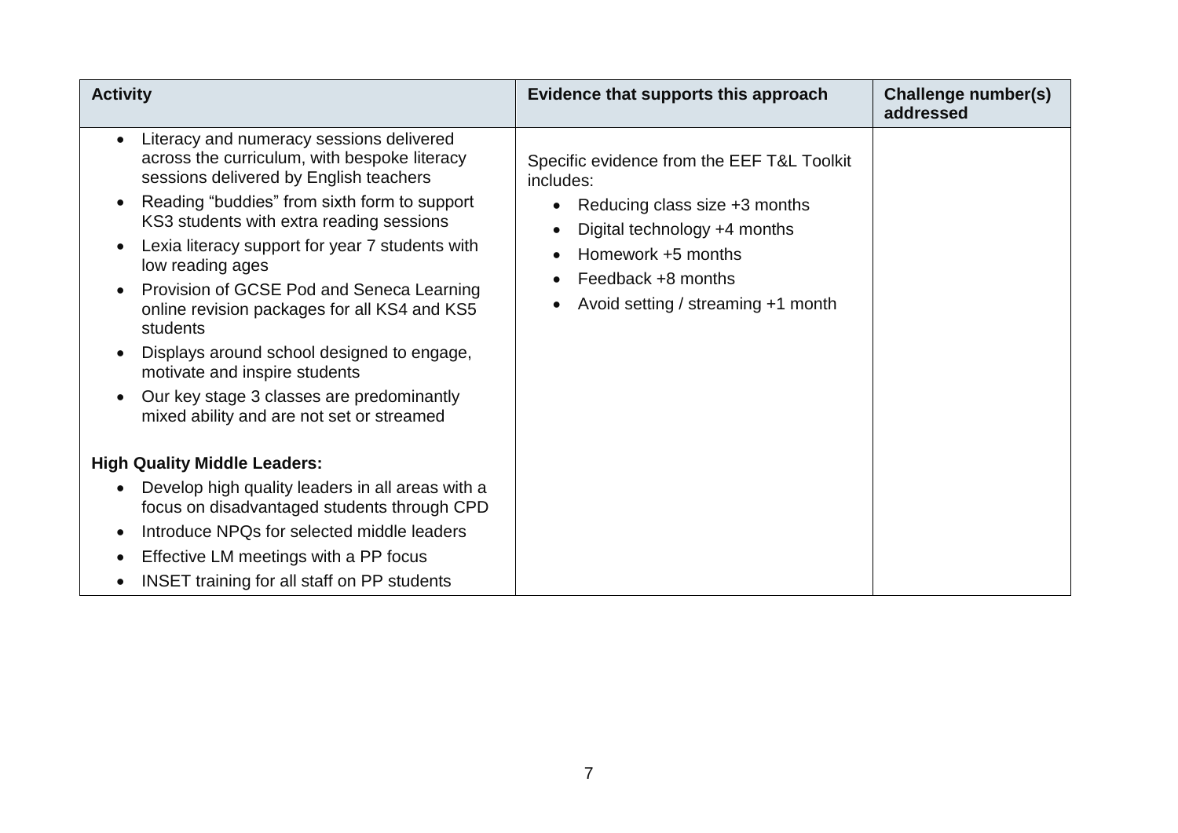| Activity | Evidence that supports this approach | Challenge number(s) addressed |
| --- | --- | --- |
| • Literacy and numeracy sessions delivered across the curriculum, with bespoke literacy sessions delivered by English teachers<br>• Reading "buddies" from sixth form to support KS3 students with extra reading sessions<br>• Lexia literacy support for year 7 students with low reading ages<br>• Provision of GCSE Pod and Seneca Learning online revision packages for all KS4 and KS5 students<br>• Displays around school designed to engage, motivate and inspire students<br>• Our key stage 3 classes are predominantly mixed ability and are not set or streamed<br><br>**High Quality Middle Leaders:**<br>• Develop high quality leaders in all areas with a focus on disadvantaged students through CPD<br>• Introduce NPQs for selected middle leaders<br>• Effective LM meetings with a PP focus<br>• INSET training for all staff on PP students | Specific evidence from the EEF T&L Toolkit includes:<br>• Reducing class size +3 months<br>• Digital technology +4 months<br>• Homework +5 months<br>• Feedback +8 months<br>• Avoid setting / streaming +1 month | |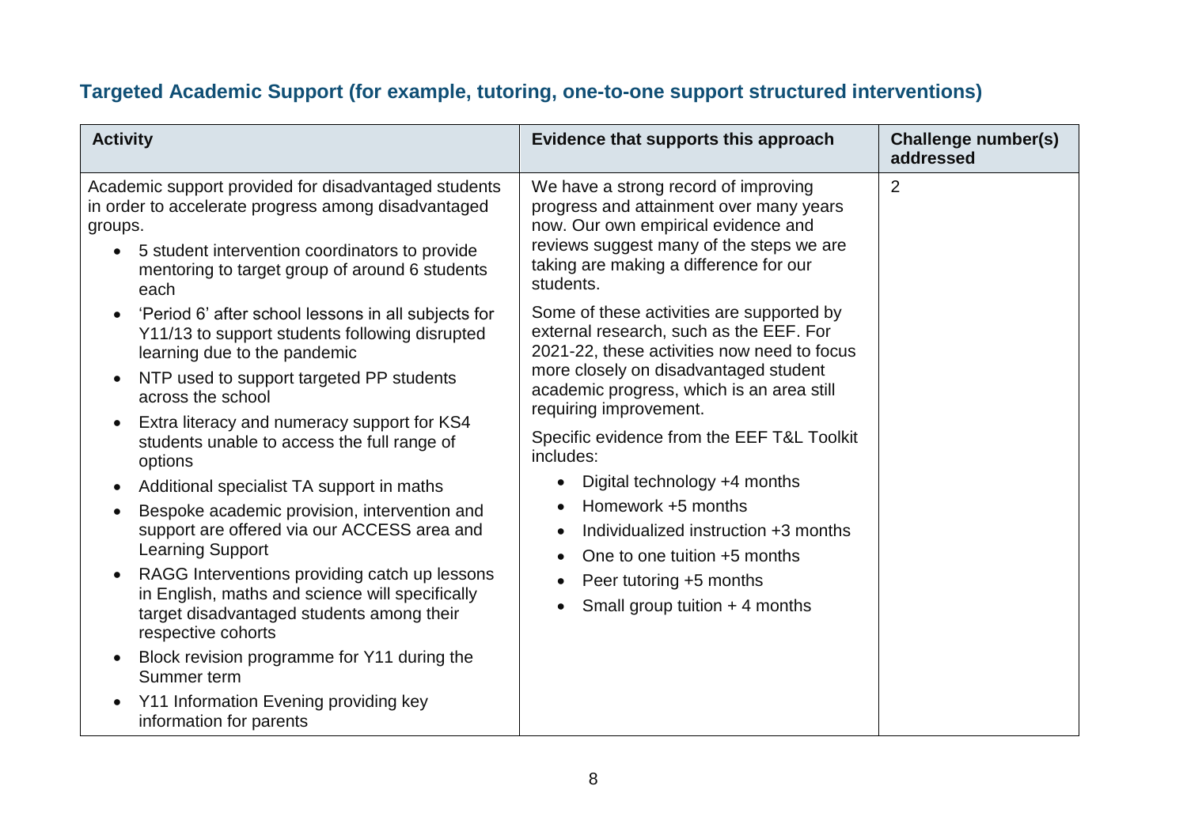## Targeted Academic Support (for example, tutoring, one-to-one support structured interventions)

| Activity | Evidence that supports this approach | Challenge number(s) addressed |
|---|---|---|
| Academic support provided for disadvantaged students in order to accelerate progress among disadvantaged groups.<br>• 5 student intervention coordinators to provide mentoring to target group of around 6 students each<br>• 'Period 6' after school lessons in all subjects for Y11/13 to support students following disrupted learning due to the pandemic<br>• NTP used to support targeted PP students across the school<br>• Extra literacy and numeracy support for KS4 students unable to access the full range of options<br>• Additional specialist TA support in maths<br>• Bespoke academic provision, intervention and support are offered via our ACCESS area and Learning Support<br>• RAGG Interventions providing catch up lessons in English, maths and science will specifically target disadvantaged students among their respective cohorts<br>• Block revision programme for Y11 during the Summer term<br>• Y11 Information Evening providing key information for parents | We have a strong record of improving progress and attainment over many years now. Our own empirical evidence and reviews suggest many of the steps we are taking are making a difference for our students.<br><br>Some of these activities are supported by external research, such as the EEF. For 2021-22, these activities now need to focus more closely on disadvantaged student academic progress, which is an area still requiring improvement.<br><br>Specific evidence from the EEF T&L Toolkit includes:<br>• Digital technology +4 months<br>• Homework +5 months<br>• Individualized instruction +3 months<br>• One to one tuition +5 months<br>• Peer tutoring +5 months<br>• Small group tuition + 4 months | 2 |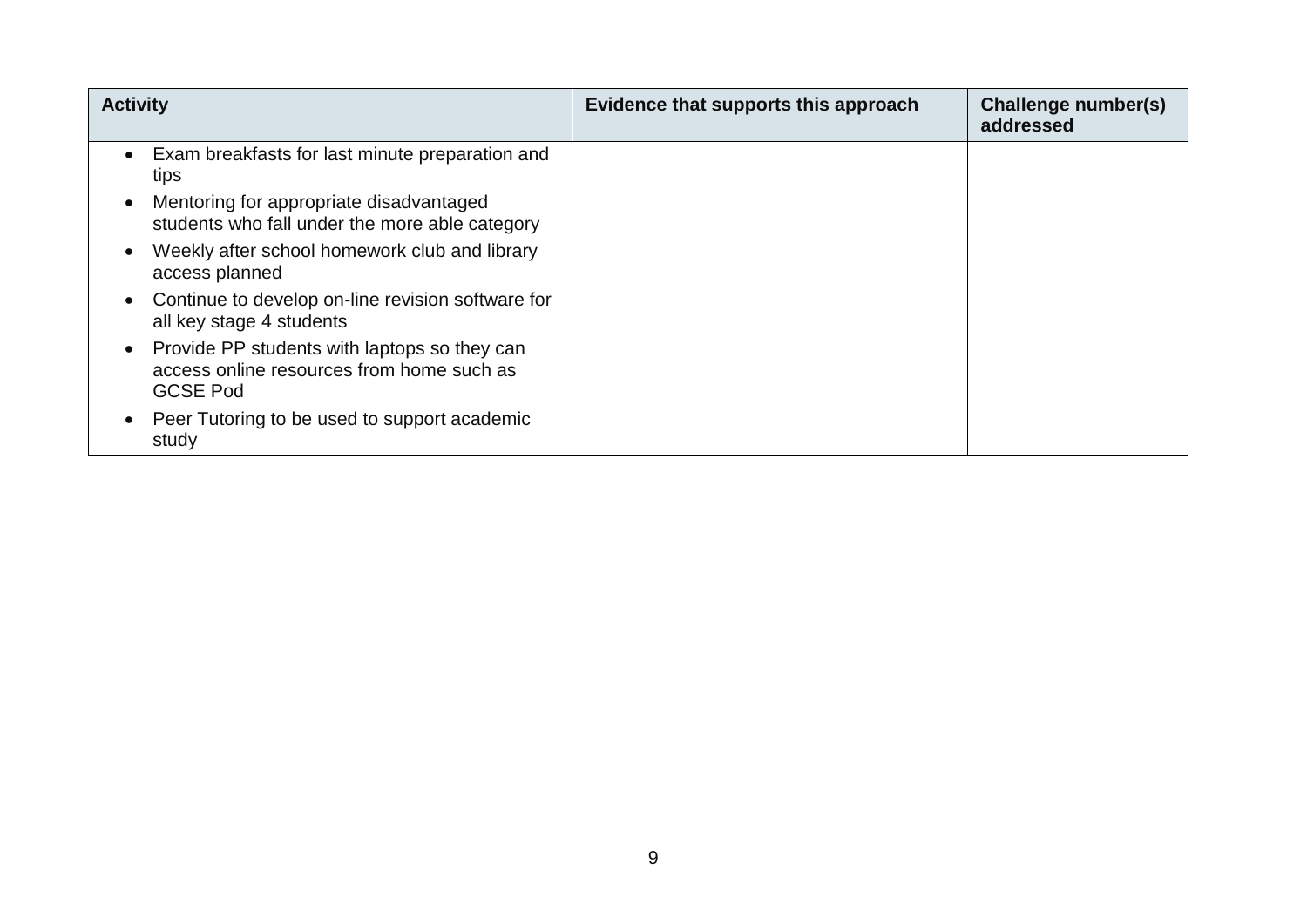| Activity | Evidence that supports this approach | Challenge number(s) addressed |
| --- | --- | --- |
| • Exam breakfasts for last minute preparation and tips<br>• Mentoring for appropriate disadvantaged students who fall under the more able category<br>• Weekly after school homework club and library access planned<br>• Continue to develop on-line revision software for all key stage 4 students<br>• Provide PP students with laptops so they can access online resources from home such as GCSE Pod<br>• Peer Tutoring to be used to support academic study | | |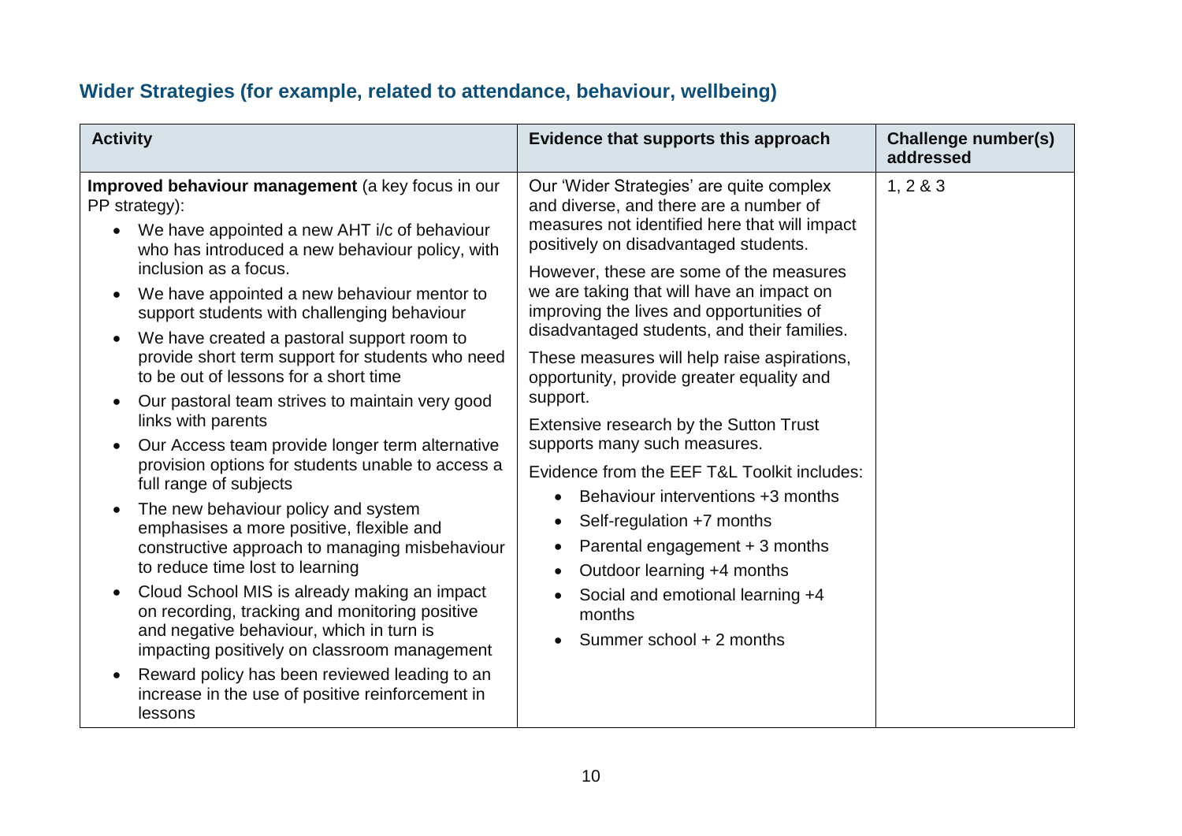## Wider Strategies (for example, related to attendance, behaviour, wellbeing)

| Activity | Evidence that supports this approach | Challenge number(s) addressed |
|---|---|---|
| **Improved behaviour management** (a key focus in our PP strategy):<br>• We have appointed a new AHT i/c of behaviour who has introduced a new behaviour policy, with inclusion as a focus.<br>• We have appointed a new behaviour mentor to support students with challenging behaviour<br>• We have created a pastoral support room to provide short term support for students who need to be out of lessons for a short time<br>• Our pastoral team strives to maintain very good links with parents<br>• Our Access team provide longer term alternative provision options for students unable to access a full range of subjects<br>• The new behaviour policy and system emphasises a more positive, flexible and constructive approach to managing misbehaviour to reduce time lost to learning<br>• Cloud School MIS is already making an impact on recording, tracking and monitoring positive and negative behaviour, which in turn is impacting positively on classroom management<br>• Reward policy has been reviewed leading to an increase in the use of positive reinforcement in lessons | Our 'Wider Strategies' are quite complex and diverse, and there are a number of measures not identified here that will impact positively on disadvantaged students.<br>However, these are some of the measures we are taking that will have an impact on improving the lives and opportunities of disadvantaged students, and their families.<br>These measures will help raise aspirations, opportunity, provide greater equality and support.<br>Extensive research by the Sutton Trust supports many such measures.<br>Evidence from the EEF T&L Toolkit includes:<br>• Behaviour interventions +3 months<br>• Self-regulation +7 months<br>• Parental engagement + 3 months<br>• Outdoor learning +4 months<br>• Social and emotional learning +4 months<br>• Summer school + 2 months | 1, 2 & 3 |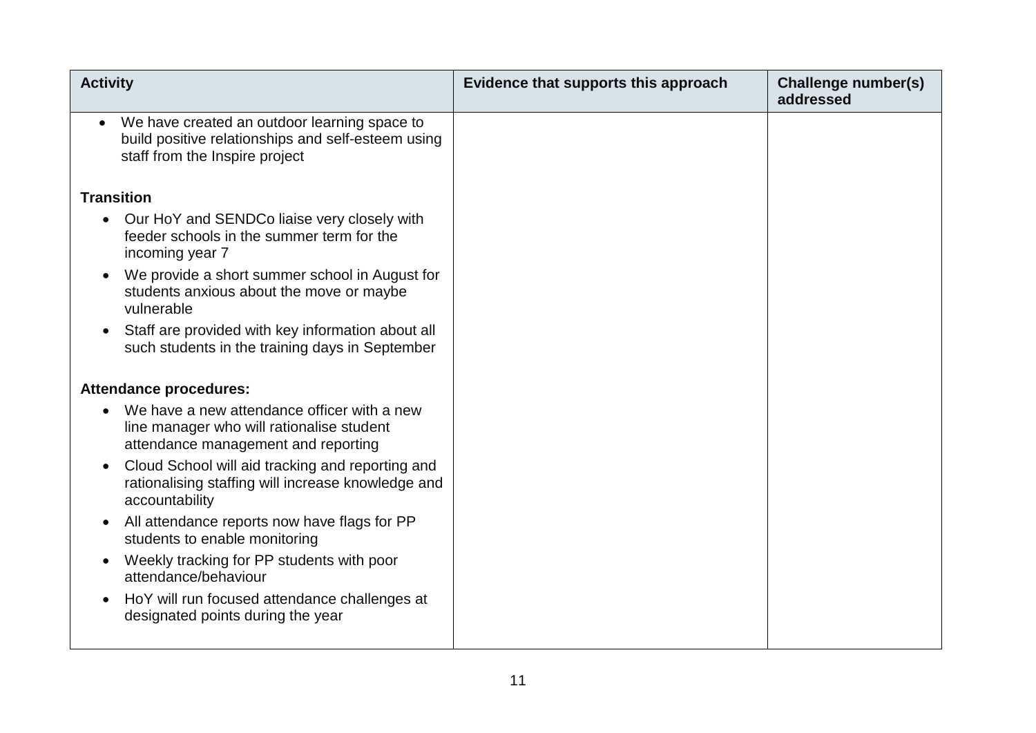| Activity | Evidence that supports this approach | Challenge number(s) addressed |
| --- | --- | --- |
| • We have created an outdoor learning space to build positive relationships and self-esteem using staff from the Inspire project<br><br>**Transition**<br>• Our HoY and SENDCo liaise very closely with feeder schools in the summer term for the incoming year 7<br>• We provide a short summer school in August for students anxious about the move or maybe vulnerable<br>• Staff are provided with key information about all such students in the training days in September<br><br>**Attendance procedures:**<br>• We have a new attendance officer with a new line manager who will rationalise student attendance management and reporting<br>• Cloud School will aid tracking and reporting and rationalising staffing will increase knowledge and accountability<br>• All attendance reports now have flags for PP students to enable monitoring<br>• Weekly tracking for PP students with poor attendance/behaviour<br>• HoY will run focused attendance challenges at designated points during the year | | |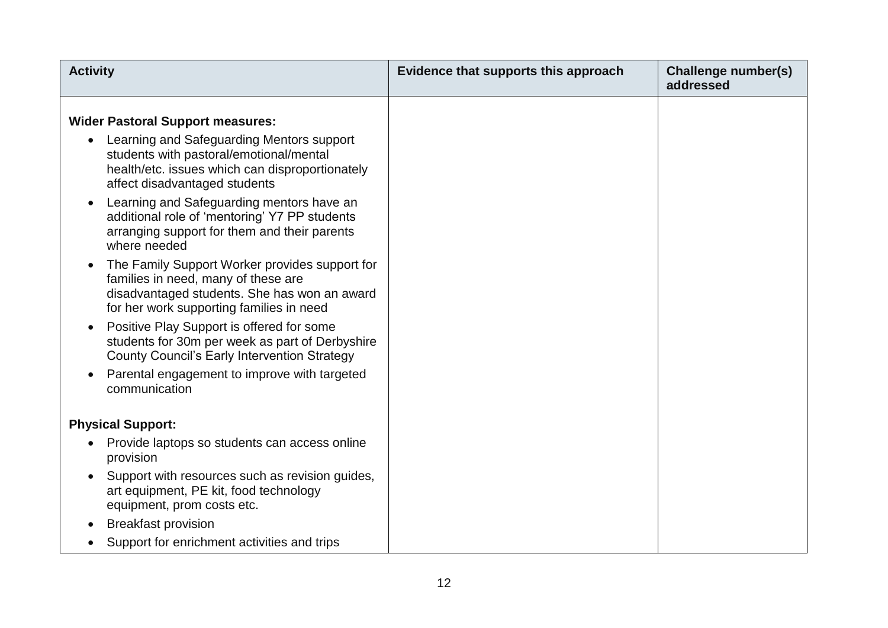| Activity | Evidence that supports this approach | Challenge number(s) addressed |
|---|---|---|
| **Wider Pastoral Support measures:**<br>• Learning and Safeguarding Mentors support students with pastoral/emotional/mental health/etc. issues which can disproportionately affect disadvantaged students<br>• Learning and Safeguarding mentors have an additional role of 'mentoring' Y7 PP students arranging support for them and their parents where needed<br>• The Family Support Worker provides support for families in need, many of these are disadvantaged students. She has won an award for her work supporting families in need<br>• Positive Play Support is offered for some students for 30m per week as part of Derbyshire County Council's Early Intervention Strategy<br>• Parental engagement to improve with targeted communication<br><br>**Physical Support:**<br>• Provide laptops so students can access online provision<br>• Support with resources such as revision guides, art equipment, PE kit, food technology equipment, prom costs etc.<br>• Breakfast provision<br>• Support for enrichment activities and trips | | |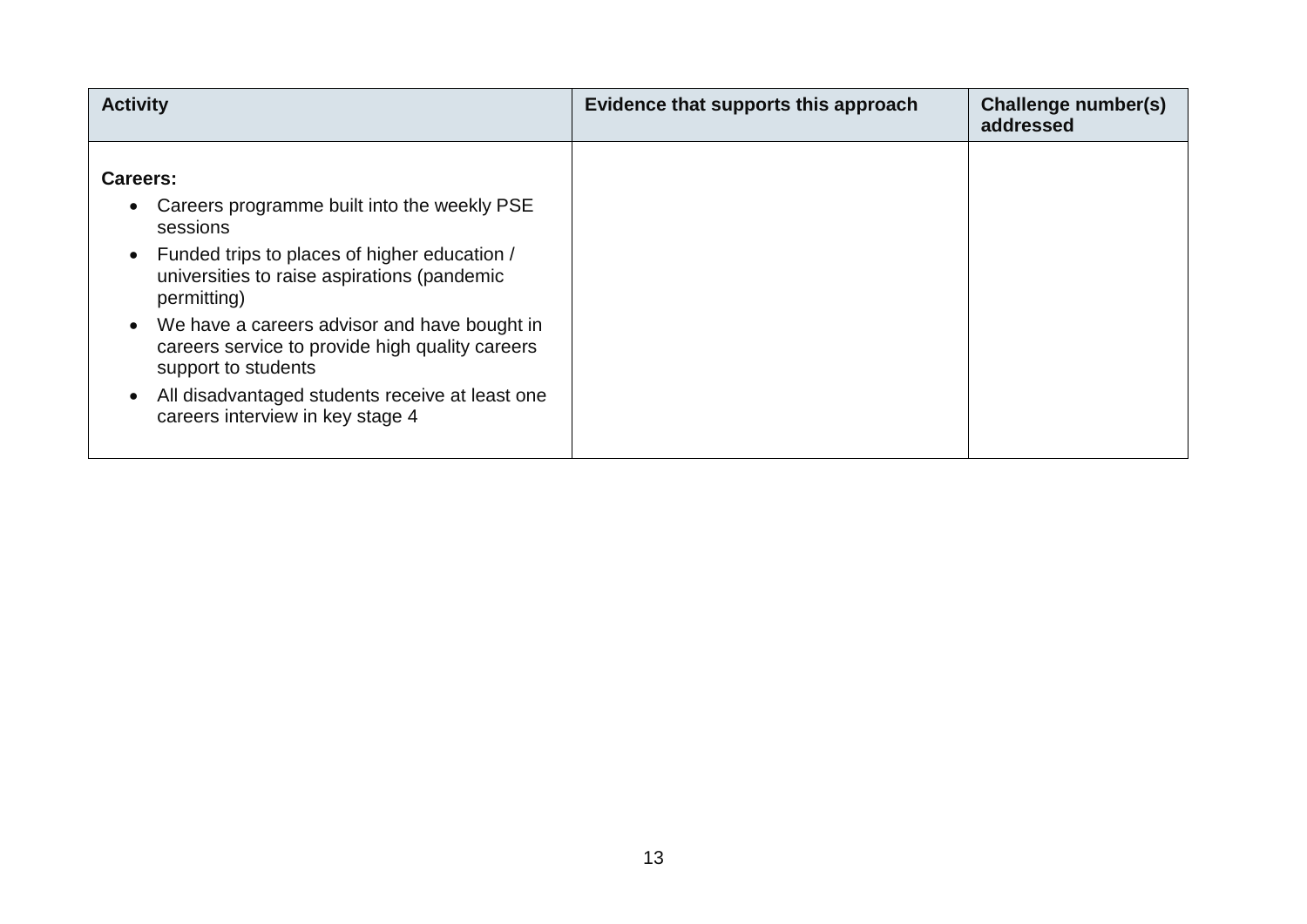| Activity | Evidence that supports this approach | Challenge number(s) addressed |
| --- | --- | --- |
| **Careers:**<br>• Careers programme built into the weekly PSE sessions<br>• Funded trips to places of higher education / universities to raise aspirations (pandemic permitting)<br>• We have a careers advisor and have bought in careers service to provide high quality careers support to students<br>• All disadvantaged students receive at least one careers interview in key stage 4 | | |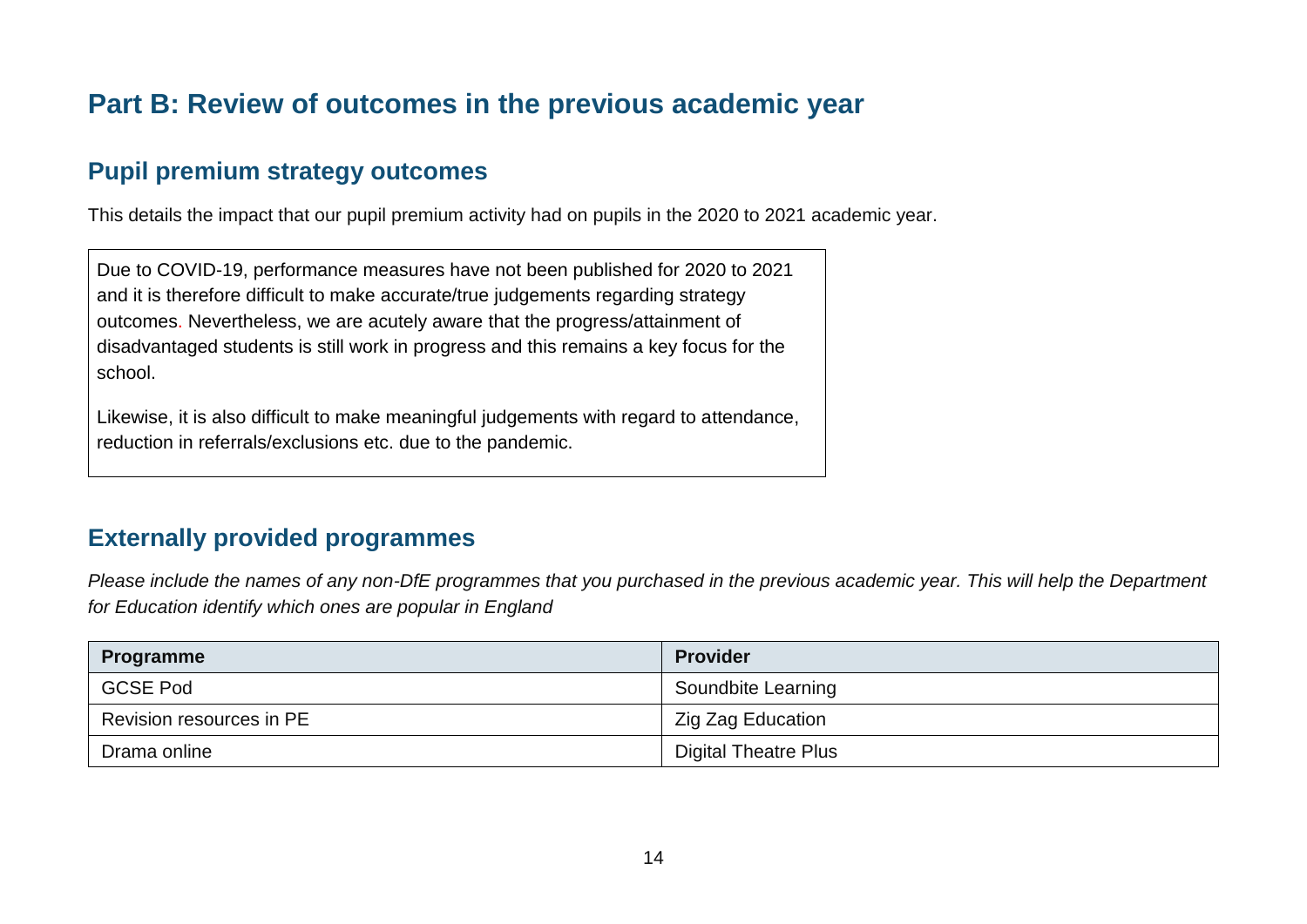# Part B: Review of outcomes in the previous academic year

## Pupil premium strategy outcomes

This details the impact that our pupil premium activity had on pupils in the 2020 to 2021 academic year.

Due to COVID-19, performance measures have not been published for 2020 to 2021 and it is therefore difficult to make accurate/true judgements regarding strategy outcomes. Nevertheless, we are acutely aware that the progress/attainment of disadvantaged students is still work in progress and this remains a key focus for the school.

Likewise, it is also difficult to make meaningful judgements with regard to attendance, reduction in referrals/exclusions etc. due to the pandemic.

## Externally provided programmes

*Please include the names of any non-DfE programmes that you purchased in the previous academic year. This will help the Department for Education identify which ones are popular in England*

| Programme | Provider |
|---|---|
| GCSE Pod | Soundbite Learning |
| Revision resources in PE | Zig Zag Education |
| Drama online | Digital Theatre Plus |